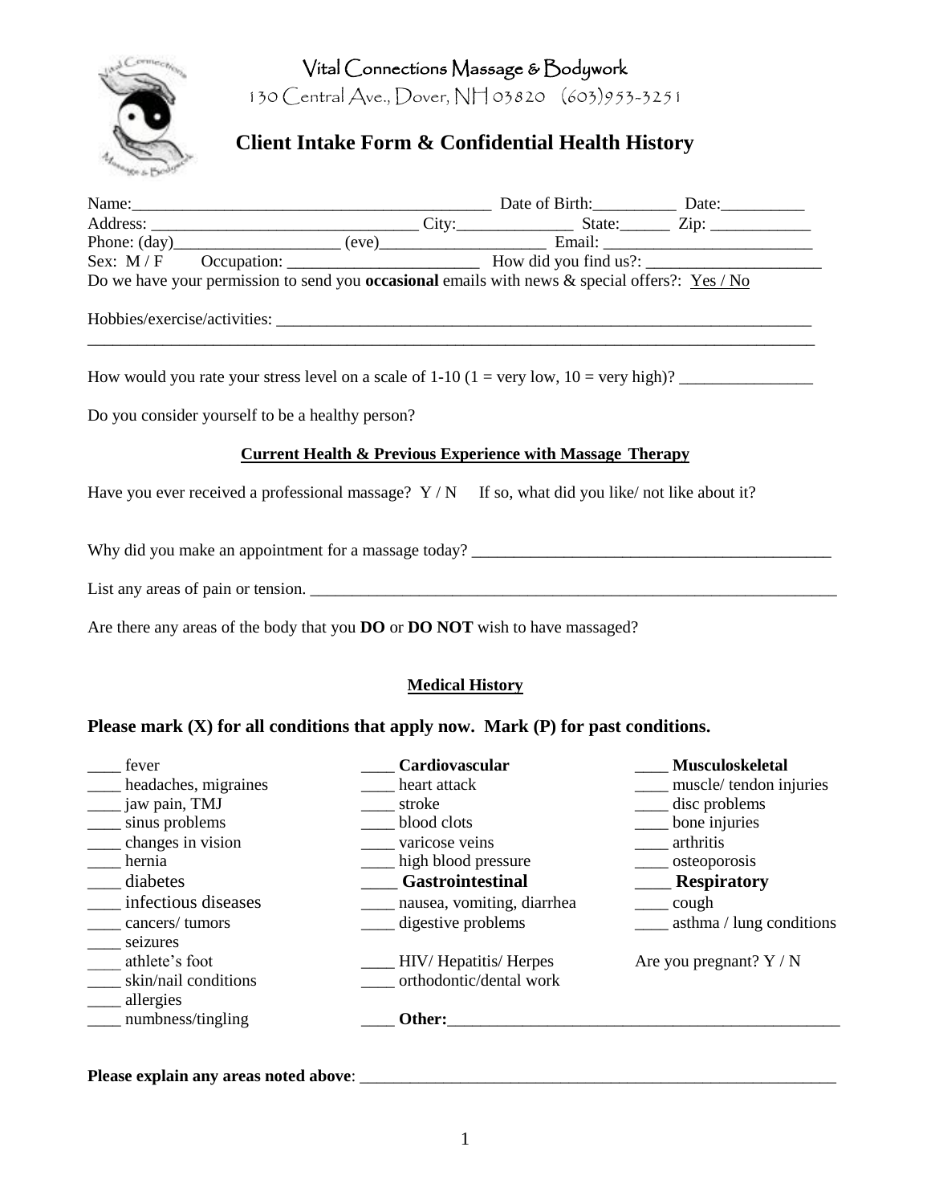Vital Connections Massage & Bodywork

130 Central Ave., Dover, NH 03820 (603)953-3251

# Client Intake Form & Confidential Health History

Name:___________________________________________ Date of Birth:__________ Date:__________

Address: ________________________________ City:______________ State:______ Zip: ____________

Phone: (day)____________________ (eve)____________________ Email: __________________________

Sex: M / F Occupation: _______________________ How did you find us?: ______________________

Do we have your permission to send you **occasional** emails with news & special offers?: Yes / No

Hobbies/exercise/activities: ___________________________________________________________________

_____________________________________________________________________________________________

How would you rate your stress level on a scale of 1-10 (1 = very low, 10 = very high)? ________________

Do you consider yourself to be a healthy person?

## Current Health & Previous Experience with Massage Therapy

Have you ever received a professional massage? Y / N If so, what did you like/ not like about it?

Why did you make an appointment for a massage today? ____________________________________________

List any areas of pain or tension. _________________________________________________________________

Are there any areas of the body that you **DO** or **DO NOT** wish to have massaged?

## Medical History

**Please mark (X) for all conditions that apply now. Mark (P) for past conditions.**

____ fever
____ headaches, migraines
____ jaw pain, TMJ
____ sinus problems
____ changes in vision
____ hernia
____ diabetes
____ infectious diseases
____ cancers/ tumors
____ seizures
____ athlete's foot
____ skin/nail conditions
____ allergies
____ numbness/tingling

____ **Cardiovascular**
____ heart attack
____ stroke
____ blood clots
____ varicose veins
____ high blood pressure
____ **Gastrointestinal**
____ nausea, vomiting, diarrhea
____ digestive problems
____ HIV/ Hepatitis/ Herpes
____ orthodontic/dental work
____ **Other:**_______________________________________________

____ **Musculoskeletal**
____ muscle/ tendon injuries
____ disc problems
____ bone injuries
____ arthritis
____ osteoporosis
____ **Respiratory**
____ cough
____ asthma / lung conditions

Are you pregnant? Y / N

**Please explain any areas noted above**: _____________________________________________________________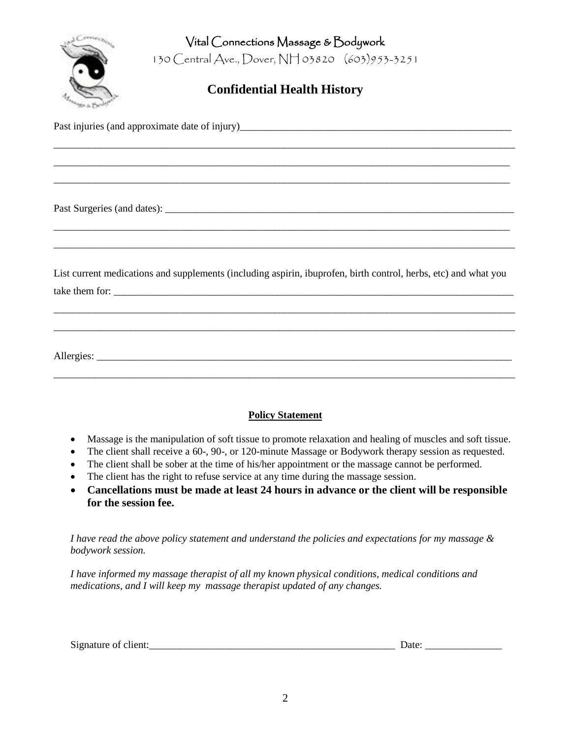Vital Connections Massage & Bodywork

130 Central Ave., Dover, NH 03820 (603)953-3251

## Confidential Health History

Past injuries (and approximate date of injury)_______________________________________________________

_______________________________________________________________________________________

_______________________________________________________________________________________

_______________________________________________________________________________________

Past Surgeries (and dates): _______________________________________________________________

_______________________________________________________________________________________

_______________________________________________________________________________________

List current medications and supplements (including aspirin, ibuprofen, birth control, herbs, etc) and what you take them for: ___________________________________________________________________________

_______________________________________________________________________________________

_______________________________________________________________________________________

Allergies: ______________________________________________________________________________

_______________________________________________________________________________________

**Policy Statement**

- Massage is the manipulation of soft tissue to promote relaxation and healing of muscles and soft tissue.
- The client shall receive a 60-, 90-, or 120-minute Massage or Bodywork therapy session as requested.
- The client shall be sober at the time of his/her appointment or the massage cannot be performed.
- The client has the right to refuse service at any time during the massage session.
- **Cancellations must be made at least 24 hours in advance or the client will be responsible for the session fee.**

*I have read the above policy statement and understand the policies and expectations for my massage & bodywork session.*

*I have informed my massage therapist of all my known physical conditions, medical conditions and medications, and I will keep my massage therapist updated of any changes.*

Signature of client:__________________________________________________ Date: _______________